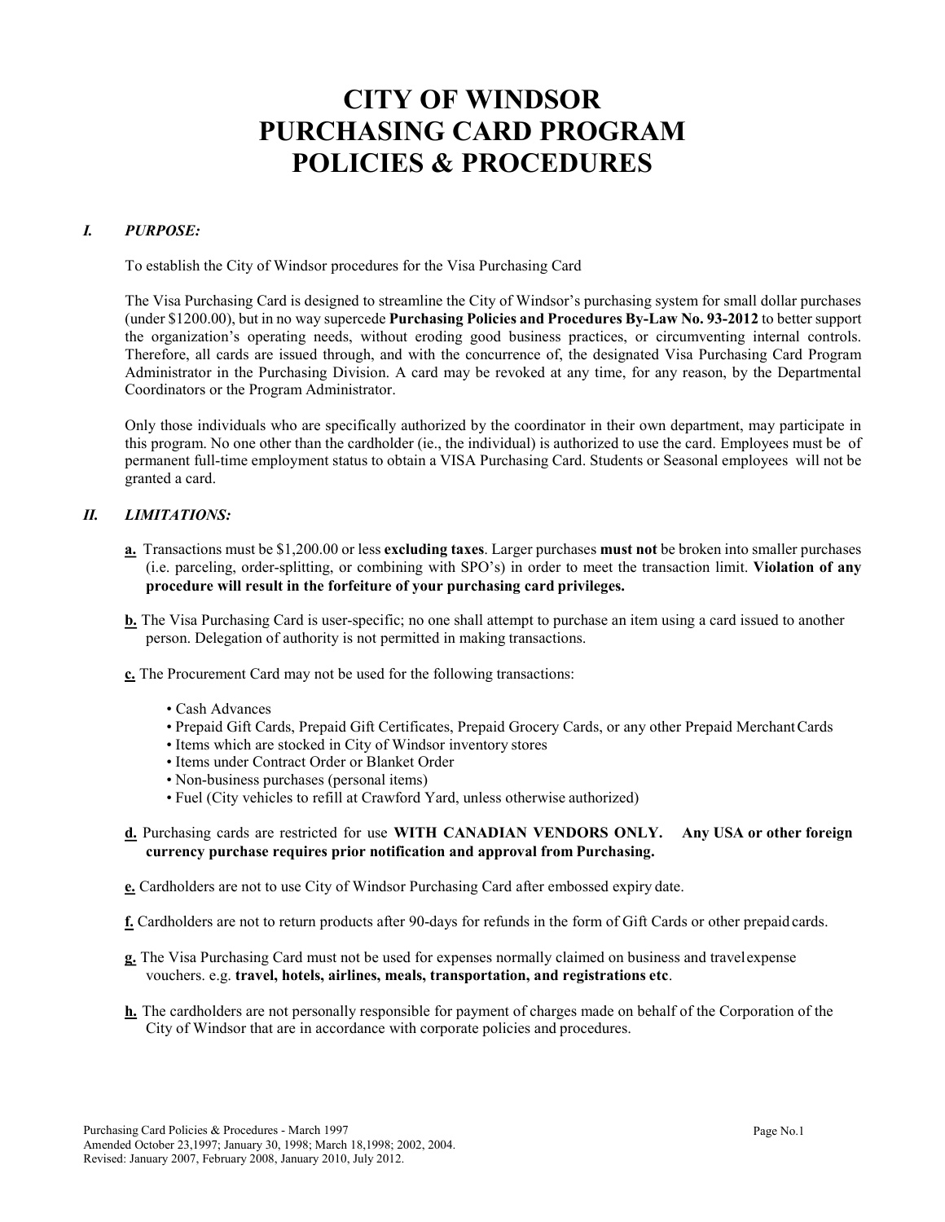# CITY OF WINDSOR
# PURCHASING CARD PROGRAM
# POLICIES & PROCEDURES

## *I. PURPOSE:*

To establish the City of Windsor procedures for the Visa Purchasing Card

The Visa Purchasing Card is designed to streamline the City of Windsor's purchasing system for small dollar purchases (under $1200.00), but in no way supercede **Purchasing Policies and Procedures By-Law No. 93-2012** to better support the organization's operating needs, without eroding good business practices, or circumventing internal controls. Therefore, all cards are issued through, and with the concurrence of, the designated Visa Purchasing Card Program Administrator in the Purchasing Division. A card may be revoked at any time, for any reason, by the Departmental Coordinators or the Program Administrator.

Only those individuals who are specifically authorized by the coordinator in their own department, may participate in this program. No one other than the cardholder (ie., the individual) is authorized to use the card. Employees must be of permanent full-time employment status to obtain a VISA Purchasing Card. Students or Seasonal employees will not be granted a card.

## *II. LIMITATIONS:*

**a.** Transactions must be $1,200.00 or less **excluding taxes**. Larger purchases **must not** be broken into smaller purchases (i.e. parceling, order-splitting, or combining with SPO's) in order to meet the transaction limit. **Violation of any procedure will result in the forfeiture of your purchasing card privileges.**

**b.** The Visa Purchasing Card is user-specific; no one shall attempt to purchase an item using a card issued to another person. Delegation of authority is not permitted in making transactions.

**c.** The Procurement Card may not be used for the following transactions:

- Cash Advances
- Prepaid Gift Cards, Prepaid Gift Certificates, Prepaid Grocery Cards, or any other Prepaid Merchant Cards
- Items which are stocked in City of Windsor inventory stores
- Items under Contract Order or Blanket Order
- Non-business purchases (personal items)
- Fuel (City vehicles to refill at Crawford Yard, unless otherwise authorized)

**d.** Purchasing cards are restricted for use **WITH CANADIAN VENDORS ONLY. Any USA or other foreign currency purchase requires prior notification and approval from Purchasing.**

**e.** Cardholders are not to use City of Windsor Purchasing Card after embossed expiry date.

**f.** Cardholders are not to return products after 90-days for refunds in the form of Gift Cards or other prepaid cards.

**g.** The Visa Purchasing Card must not be used for expenses normally claimed on business and travel expense vouchers. e.g. **travel, hotels, airlines, meals, transportation, and registrations etc**.

**h.** The cardholders are not personally responsible for payment of charges made on behalf of the Corporation of the City of Windsor that are in accordance with corporate policies and procedures.

Purchasing Card Policies & Procedures - March 1997
Amended October 23,1997; January 30, 1998; March 18,1998; 2002, 2004.
Revised: January 2007, February 2008, January 2010, July 2012.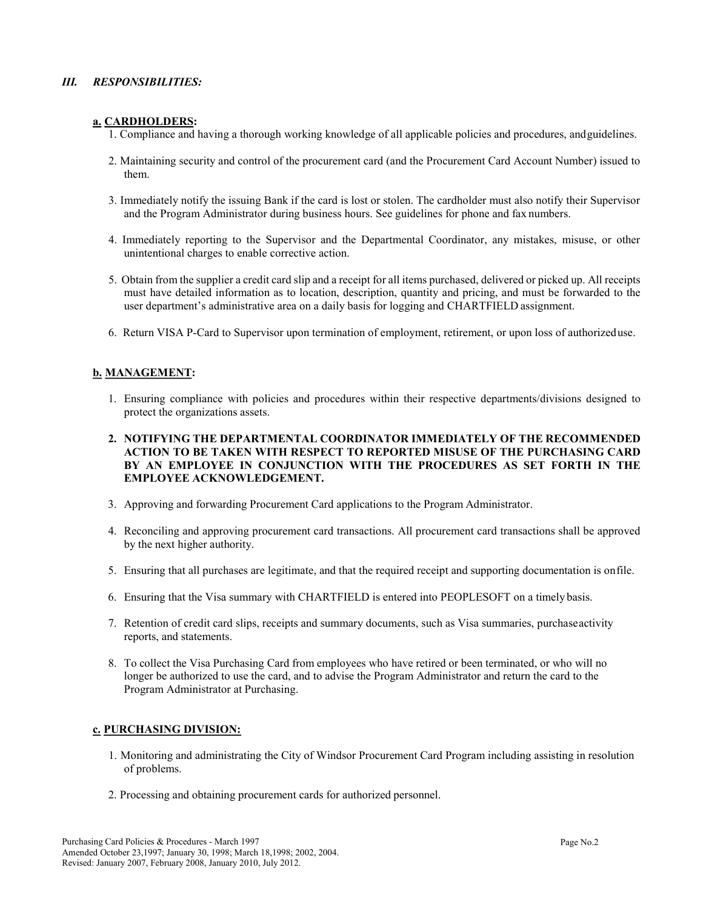## *III. RESPONSIBILITIES:*

### a. CARDHOLDERS:

1. Compliance and having a thorough working knowledge of all applicable policies and procedures, and guidelines.
2. Maintaining security and control of the procurement card (and the Procurement Card Account Number) issued to them.
3. Immediately notify the issuing Bank if the card is lost or stolen. The cardholder must also notify their Supervisor and the Program Administrator during business hours. See guidelines for phone and fax numbers.
4. Immediately reporting to the Supervisor and the Departmental Coordinator, any mistakes, misuse, or other unintentional charges to enable corrective action.
5. Obtain from the supplier a credit card slip and a receipt for all items purchased, delivered or picked up. All receipts must have detailed information as to location, description, quantity and pricing, and must be forwarded to the user department's administrative area on a daily basis for logging and CHARTFIELD assignment.
6. Return VISA P-Card to Supervisor upon termination of employment, retirement, or upon loss of authorized use.

### b. MANAGEMENT:

1. Ensuring compliance with policies and procedures within their respective departments/divisions designed to protect the organizations assets.
2. **NOTIFYING THE DEPARTMENTAL COORDINATOR IMMEDIATELY OF THE RECOMMENDED ACTION TO BE TAKEN WITH RESPECT TO REPORTED MISUSE OF THE PURCHASING CARD BY AN EMPLOYEE IN CONJUNCTION WITH THE PROCEDURES AS SET FORTH IN THE EMPLOYEE ACKNOWLEDGEMENT.**
3. Approving and forwarding Procurement Card applications to the Program Administrator.
4. Reconciling and approving procurement card transactions. All procurement card transactions shall be approved by the next higher authority.
5. Ensuring that all purchases are legitimate, and that the required receipt and supporting documentation is on file.
6. Ensuring that the Visa summary with CHARTFIELD is entered into PEOPLESOFT on a timely basis.
7. Retention of credit card slips, receipts and summary documents, such as Visa summaries, purchase activity reports, and statements.
8. To collect the Visa Purchasing Card from employees who have retired or been terminated, or who will no longer be authorized to use the card, and to advise the Program Administrator and return the card to the Program Administrator at Purchasing.

### c. PURCHASING DIVISION:

1. Monitoring and administrating the City of Windsor Procurement Card Program including assisting in resolution of problems.
2. Processing and obtaining procurement cards for authorized personnel.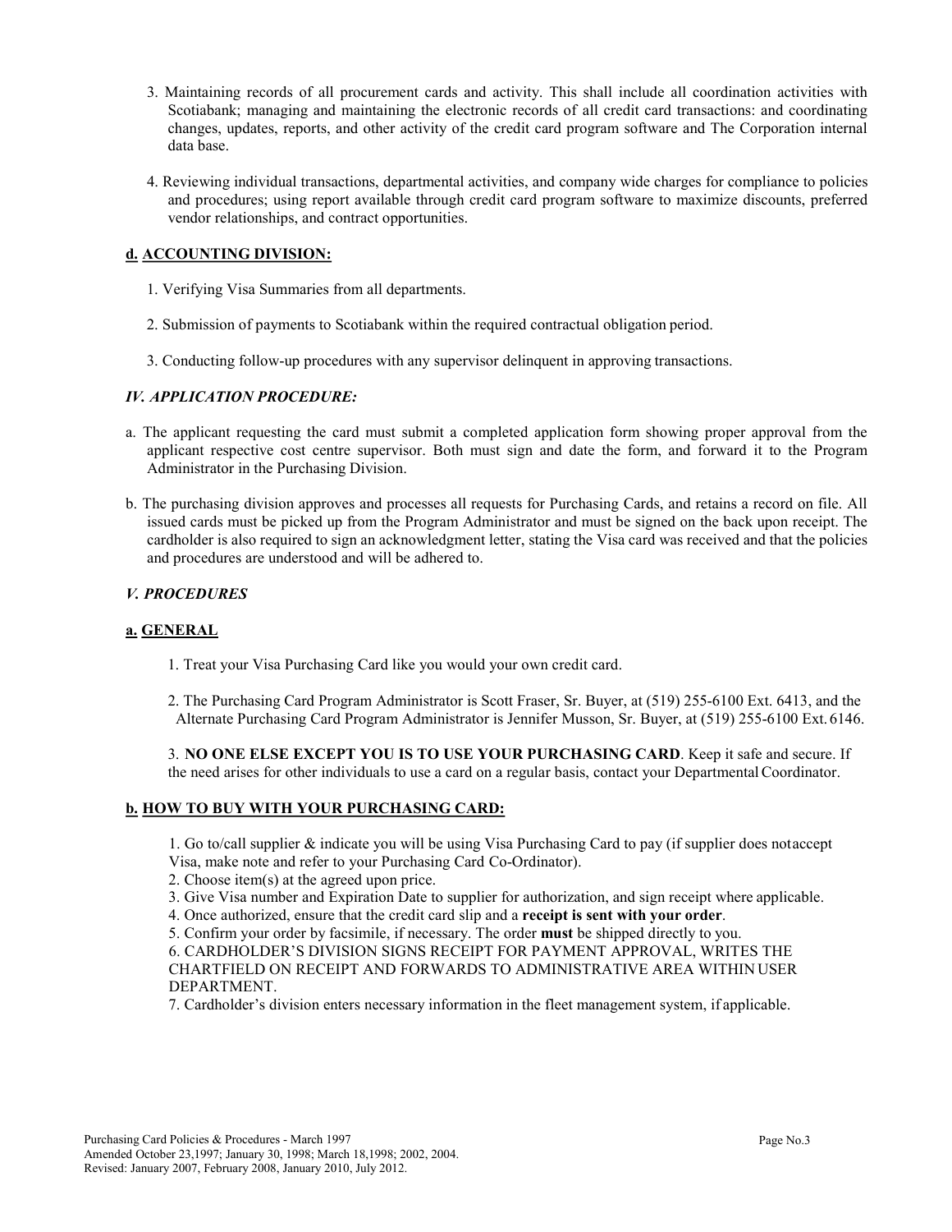3. Maintaining records of all procurement cards and activity. This shall include all coordination activities with Scotiabank; managing and maintaining the electronic records of all credit card transactions: and coordinating changes, updates, reports, and other activity of the credit card program software and The Corporation internal data base.

4. Reviewing individual transactions, departmental activities, and company wide charges for compliance to policies and procedures; using report available through credit card program software to maximize discounts, preferred vendor relationships, and contract opportunities.

### d. ACCOUNTING DIVISION:

1. Verifying Visa Summaries from all departments.

2. Submission of payments to Scotiabank within the required contractual obligation period.

3. Conducting follow-up procedures with any supervisor delinquent in approving transactions.

## *IV. APPLICATION PROCEDURE:*

a. The applicant requesting the card must submit a completed application form showing proper approval from the applicant respective cost centre supervisor. Both must sign and date the form, and forward it to the Program Administrator in the Purchasing Division.

b. The purchasing division approves and processes all requests for Purchasing Cards, and retains a record on file. All issued cards must be picked up from the Program Administrator and must be signed on the back upon receipt. The cardholder is also required to sign an acknowledgment letter, stating the Visa card was received and that the policies and procedures are understood and will be adhered to.

## *V. PROCEDURES*

### a. GENERAL

1. Treat your Visa Purchasing Card like you would your own credit card.

2. The Purchasing Card Program Administrator is Scott Fraser, Sr. Buyer, at (519) 255-6100 Ext. 6413, and the Alternate Purchasing Card Program Administrator is Jennifer Musson, Sr. Buyer, at (519) 255-6100 Ext. 6146.

3. **NO ONE ELSE EXCEPT YOU IS TO USE YOUR PURCHASING CARD**. Keep it safe and secure. If the need arises for other individuals to use a card on a regular basis, contact your Departmental Coordinator.

### b. HOW TO BUY WITH YOUR PURCHASING CARD:

1. Go to/call supplier & indicate you will be using Visa Purchasing Card to pay (if supplier does not accept Visa, make note and refer to your Purchasing Card Co-Ordinator).
2. Choose item(s) at the agreed upon price.
3. Give Visa number and Expiration Date to supplier for authorization, and sign receipt where applicable.
4. Once authorized, ensure that the credit card slip and a **receipt is sent with your order**.
5. Confirm your order by facsimile, if necessary. The order **must** be shipped directly to you.
6. CARDHOLDER'S DIVISION SIGNS RECEIPT FOR PAYMENT APPROVAL, WRITES THE CHARTFIELD ON RECEIPT AND FORWARDS TO ADMINISTRATIVE AREA WITHIN USER DEPARTMENT.
7. Cardholder's division enters necessary information in the fleet management system, if applicable.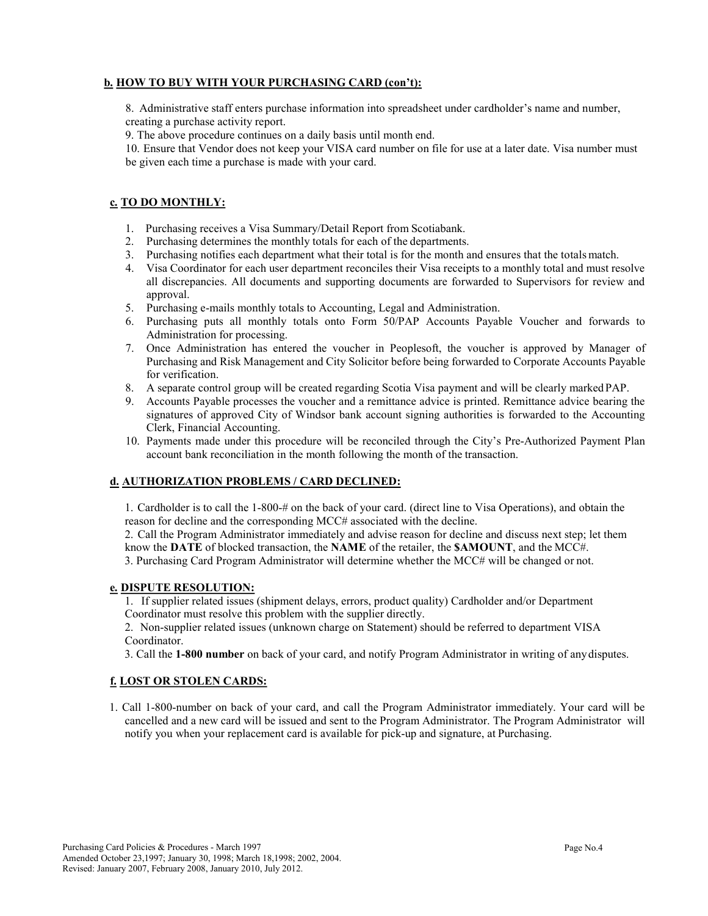**b. HOW TO BUY WITH YOUR PURCHASING CARD (con't):**

8. Administrative staff enters purchase information into spreadsheet under cardholder's name and number, creating a purchase activity report.
9. The above procedure continues on a daily basis until month end.
10. Ensure that Vendor does not keep your VISA card number on file for use at a later date. Visa number must be given each time a purchase is made with your card.

**c. TO DO MONTHLY:**

1. Purchasing receives a Visa Summary/Detail Report from Scotiabank.
2. Purchasing determines the monthly totals for each of the departments.
3. Purchasing notifies each department what their total is for the month and ensures that the totals match.
4. Visa Coordinator for each user department reconciles their Visa receipts to a monthly total and must resolve all discrepancies. All documents and supporting documents are forwarded to Supervisors for review and approval.
5. Purchasing e-mails monthly totals to Accounting, Legal and Administration.
6. Purchasing puts all monthly totals onto Form 50/PAP Accounts Payable Voucher and forwards to Administration for processing.
7. Once Administration has entered the voucher in Peoplesoft, the voucher is approved by Manager of Purchasing and Risk Management and City Solicitor before being forwarded to Corporate Accounts Payable for verification.
8. A separate control group will be created regarding Scotia Visa payment and will be clearly marked PAP.
9. Accounts Payable processes the voucher and a remittance advice is printed. Remittance advice bearing the signatures of approved City of Windsor bank account signing authorities is forwarded to the Accounting Clerk, Financial Accounting.
10. Payments made under this procedure will be reconciled through the City's Pre-Authorized Payment Plan account bank reconciliation in the month following the month of the transaction.

**d. AUTHORIZATION PROBLEMS / CARD DECLINED:**

1. Cardholder is to call the 1-800-# on the back of your card. (direct line to Visa Operations), and obtain the reason for decline and the corresponding MCC# associated with the decline.
2. Call the Program Administrator immediately and advise reason for decline and discuss next step; let them know the **DATE** of blocked transaction, the **NAME** of the retailer, the **$AMOUNT**, and the MCC#.
3. Purchasing Card Program Administrator will determine whether the MCC# will be changed or not.

**e. DISPUTE RESOLUTION:**

1. If supplier related issues (shipment delays, errors, product quality) Cardholder and/or Department Coordinator must resolve this problem with the supplier directly.
2. Non-supplier related issues (unknown charge on Statement) should be referred to department VISA Coordinator.
3. Call the **1-800 number** on back of your card, and notify Program Administrator in writing of any disputes.

**f. LOST OR STOLEN CARDS:**

1. Call 1-800-number on back of your card, and call the Program Administrator immediately. Your card will be cancelled and a new card will be issued and sent to the Program Administrator. The Program Administrator will notify you when your replacement card is available for pick-up and signature, at Purchasing.